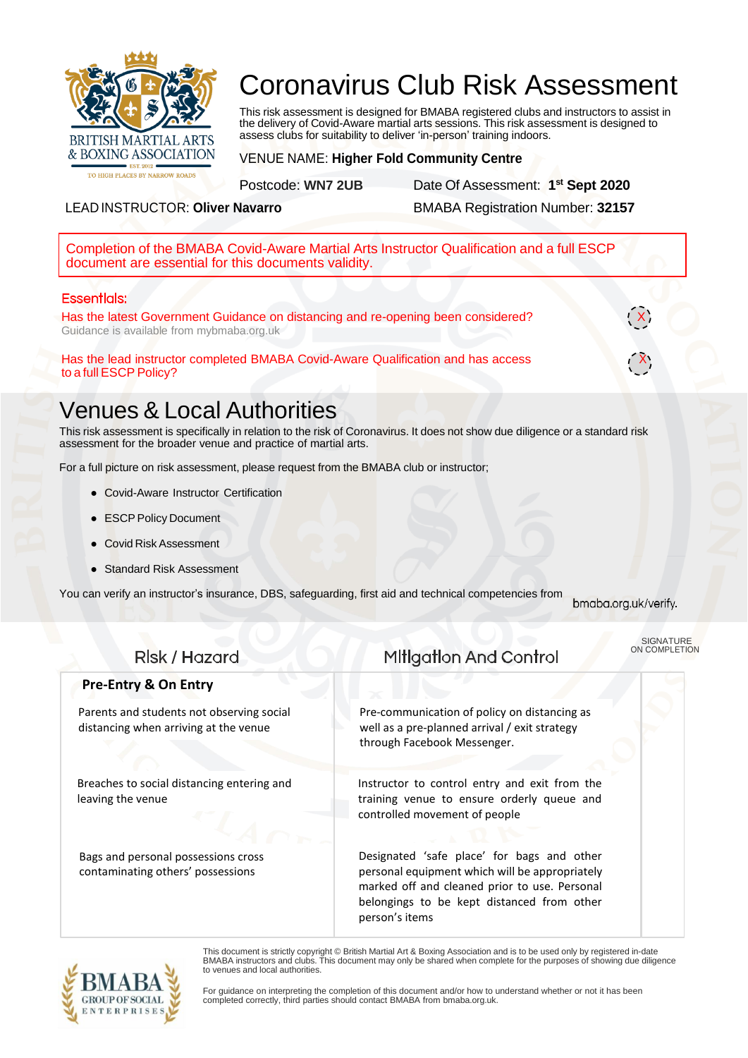# Coronavirus Club Risk Assessment

This risk assessment is designed for BMABA registered clubs and instructors to assist in the delivery of Covid-Aware martial arts sessions. This risk assessment is designed to assess clubs for suitability to deliver 'in-person' training indoors.

VENUE NAME: **Higher Fold Community Centre**

Postcode: **WN7 2UB** Date Of Assessment: **1st Sept 2020**

LEAD INSTRUCTOR: **Oliver Navarro** BMABA Registration Number: **32157**

Completion of the BMABA Covid-Aware Martial Arts Instructor Qualification and a full ESCP document are essential for this documents validity.

## Essentials:

Has the latest Government Guidance on distancing and re-opening been considered? X

Guidance is available from mybmaba.org.uk

Has the lead instructor completed BMABA Covid-Aware Qualification and has access to a full ESCP Policy? X

## Venues & Local Authorities

This risk assessment is specifically in relation to the risk of Coronavirus. It does not show due diligence or a standard risk assessment for the broader venue and practice of martial arts.

For a full picture on risk assessment, please request from the BMABA club or instructor;

- Covid-Aware Instructor Certification
- ESCP Policy Document
- Covid Risk Assessment
- Standard Risk Assessment

You can verify an instructor's insurance, DBS, safeguarding, first aid and technical competencies from bmaba.org.uk/verify.

| Risk / Hazard | Mitigation And Control | SIGNATURE ON COMPLETION |
|---|---|---|
| **Pre-Entry & On Entry** | | |
| Parents and students not observing social distancing when arriving at the venue | Pre-communication of policy on distancing as well as a pre-planned arrival / exit strategy through Facebook Messenger. | |
| Breaches to social distancing entering and leaving the venue | Instructor to control entry and exit from the training venue to ensure orderly queue and controlled movement of people | |
| Bags and personal possessions cross contaminating others' possessions | Designated 'safe place' for bags and other personal equipment which will be appropriately marked off and cleaned prior to use. Personal belongings to be kept distanced from other person's items | |

This document is strictly copyright © British Martial Art & Boxing Association and is to be used only by registered in-date BMABA instructors and clubs. This document may only be shared when complete for the purposes of showing due diligence to venues and local authorities.

For guidance on interpreting the completion of this document and/or how to understand whether or not it has been completed correctly, third parties should contact BMABA from bmaba.org.uk.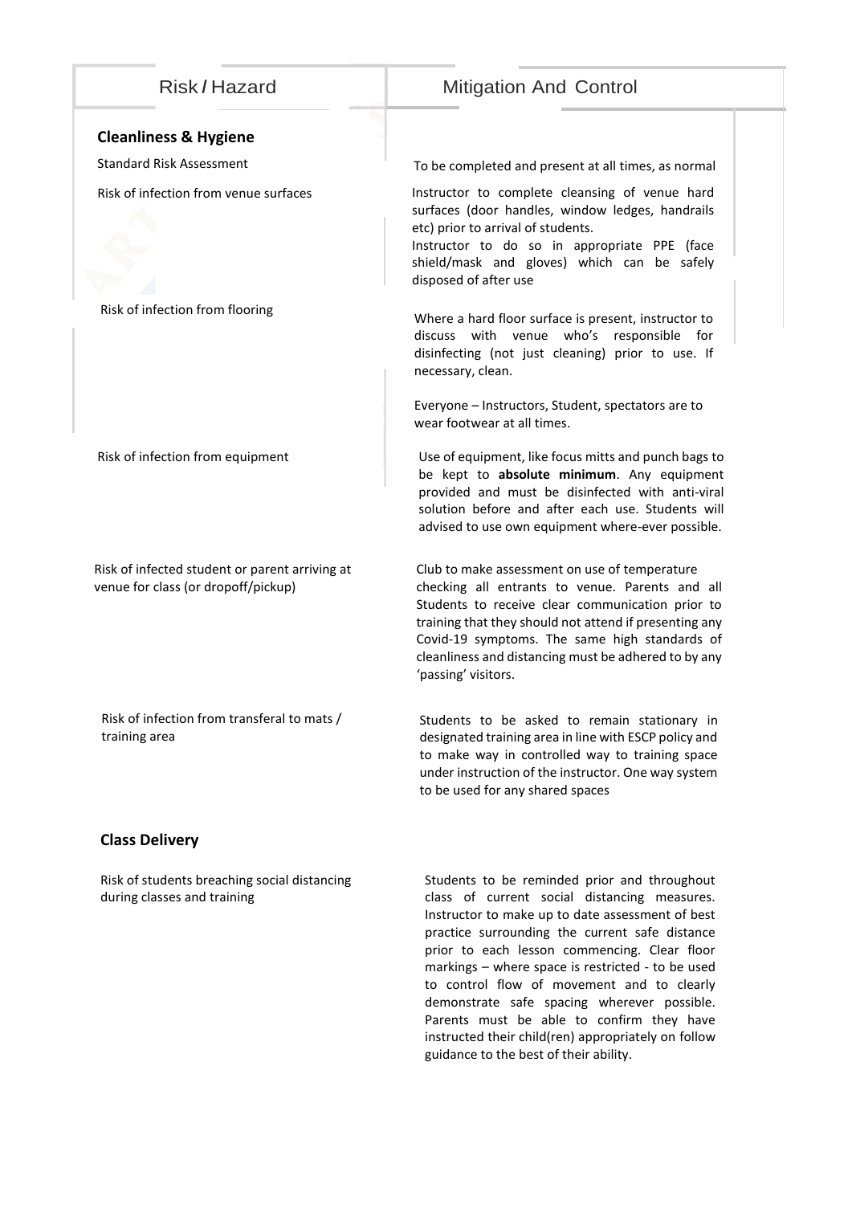| Risk / Hazard | Mitigation And Control |
|---|---|
| **Cleanliness & Hygiene** | |
| Standard Risk Assessment | To be completed and present at all times, as normal |
| Risk of infection from venue surfaces | Instructor to complete cleansing of venue hard surfaces (door handles, window ledges, handrails etc) prior to arrival of students. Instructor to do so in appropriate PPE (face shield/mask and gloves) which can be safely disposed of after use |
| Risk of infection from flooring | Where a hard floor surface is present, instructor to discuss with venue who's responsible for disinfecting (not just cleaning) prior to use. If necessary, clean. Everyone – Instructors, Student, spectators are to wear footwear at all times. |
| Risk of infection from equipment | Use of equipment, like focus mitts and punch bags to be kept to **absolute minimum**. Any equipment provided and must be disinfected with anti-viral solution before and after each use. Students will advised to use own equipment where-ever possible. |
| Risk of infected student or parent arriving at venue for class (or dropoff/pickup) | Club to make assessment on use of temperature checking all entrants to venue. Parents and all Students to receive clear communication prior to training that they should not attend if presenting any Covid-19 symptoms. The same high standards of cleanliness and distancing must be adhered to by any 'passing' visitors. |
| Risk of infection from transferal to mats / training area | Students to be asked to remain stationary in designated training area in line with ESCP policy and to make way in controlled way to training space under instruction of the instructor. One way system to be used for any shared spaces |
| **Class Delivery** | |
| Risk of students breaching social distancing during classes and training | Students to be reminded prior and throughout class of current social distancing measures. Instructor to make up to date assessment of best practice surrounding the current safe distance prior to each lesson commencing. Clear floor markings – where space is restricted - to be used to control flow of movement and to clearly demonstrate safe spacing wherever possible. Parents must be able to confirm they have instructed their child(ren) appropriately on follow guidance to the best of their ability. |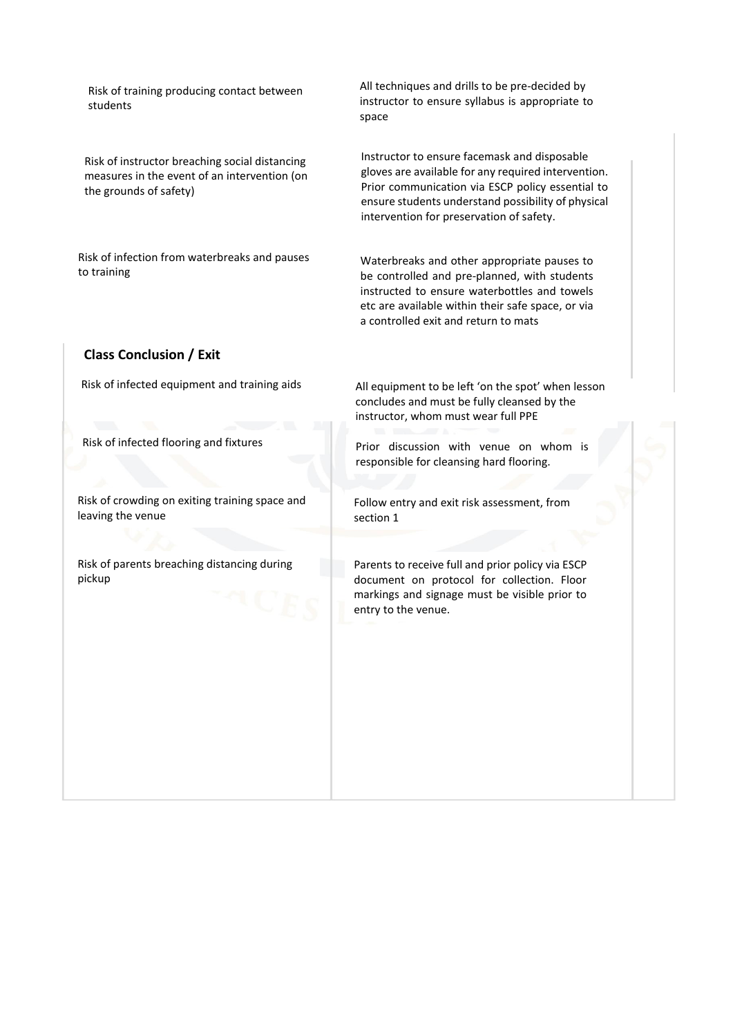| | | |
|---|---|---|
| Risk of training producing contact between students | All techniques and drills to be pre-decided by instructor to ensure syllabus is appropriate to space | |
| Risk of instructor breaching social distancing measures in the event of an intervention (on the grounds of safety) | Instructor to ensure facemask and disposable gloves are available for any required intervention. Prior communication via ESCP policy essential to ensure students understand possibility of physical intervention for preservation of safety. | |
| Risk of infection from waterbreaks and pauses to training | Waterbreaks and other appropriate pauses to be controlled and pre-planned, with students instructed to ensure waterbottles and towels etc are available within their safe space, or via a controlled exit and return to mats | |
| **Class Conclusion / Exit** | | |
| Risk of infected equipment and training aids | All equipment to be left 'on the spot' when lesson concludes and must be fully cleansed by the instructor, whom must wear full PPE | |
| Risk of infected flooring and fixtures | Prior discussion with venue on whom is responsible for cleansing hard flooring. | |
| Risk of crowding on exiting training space and leaving the venue | Follow entry and exit risk assessment, from section 1 | |
| Risk of parents breaching distancing during pickup | Parents to receive full and prior policy via ESCP document on protocol for collection. Floor markings and signage must be visible prior to entry to the venue. | |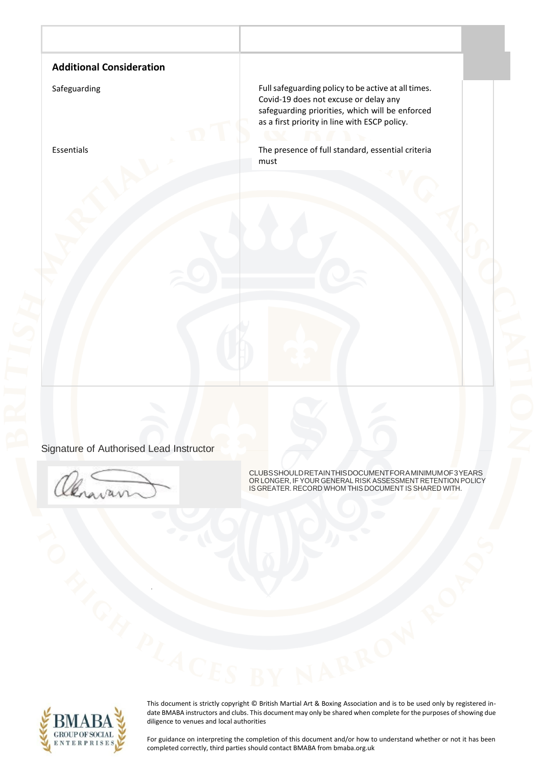| | |
|---|---|
| **Additional Consideration** | |
| Safeguarding | Full safeguarding policy to be active at all times. Covid-19 does not excuse or delay any safeguarding priorities, which will be enforced as a first priority in line with ESCP policy. |
| Essentials | The presence of full standard, essential criteria must |

Signature of Authorised Lead Instructor

CLUBS SHOULD RETAIN THIS DOCUMENT FOR A MINIMUM OF 3 YEARS OR LONGER, IF YOUR GENERAL RISK ASSESSMENT RETENTION POLICY IS GREATER. RECORD WHOM THIS DOCUMENT IS SHARED WITH.

This document is strictly copyright © British Martial Art & Boxing Association and is to be used only by registered in-date BMABA instructors and clubs. This document may only be shared when complete for the purposes of showing due diligence to venues and local authorities

For guidance on interpreting the completion of this document and/or how to understand whether or not it has been completed correctly, third parties should contact BMABA from bmaba.org.uk